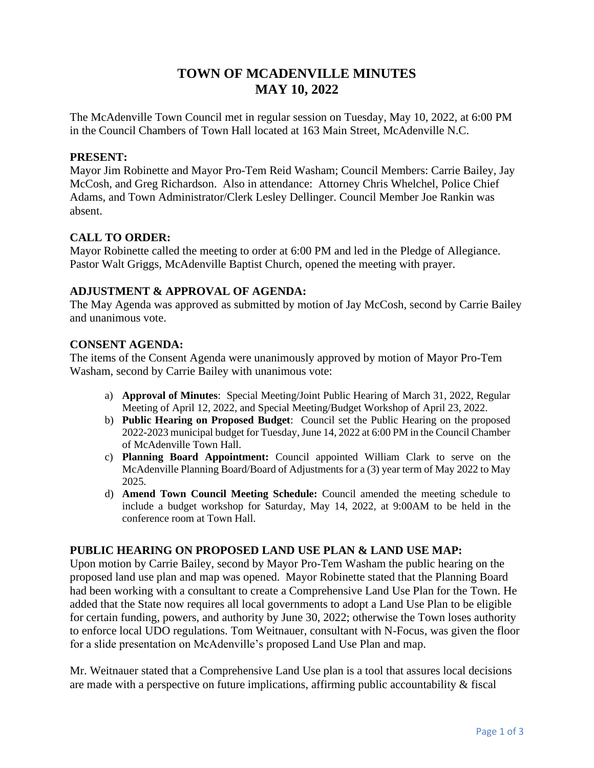# TOWN OF MCADENVILLE MINUTES
# MAY 10, 2022

The McAdenville Town Council met in regular session on Tuesday, May 10, 2022, at 6:00 PM in the Council Chambers of Town Hall located at 163 Main Street, McAdenville N.C.

**PRESENT:**
Mayor Jim Robinette and Mayor Pro-Tem Reid Washam; Council Members: Carrie Bailey, Jay McCosh, and Greg Richardson. Also in attendance: Attorney Chris Whelchel, Police Chief Adams, and Town Administrator/Clerk Lesley Dellinger. Council Member Joe Rankin was absent.

**CALL TO ORDER:**
Mayor Robinette called the meeting to order at 6:00 PM and led in the Pledge of Allegiance. Pastor Walt Griggs, McAdenville Baptist Church, opened the meeting with prayer.

**ADJUSTMENT & APPROVAL OF AGENDA:**
The May Agenda was approved as submitted by motion of Jay McCosh, second by Carrie Bailey and unanimous vote.

**CONSENT AGENDA:**
The items of the Consent Agenda were unanimously approved by motion of Mayor Pro-Tem Washam, second by Carrie Bailey with unanimous vote:

a) **Approval of Minutes**: Special Meeting/Joint Public Hearing of March 31, 2022, Regular Meeting of April 12, 2022, and Special Meeting/Budget Workshop of April 23, 2022.
b) **Public Hearing on Proposed Budget**: Council set the Public Hearing on the proposed 2022-2023 municipal budget for Tuesday, June 14, 2022 at 6:00 PM in the Council Chamber of McAdenville Town Hall.
c) **Planning Board Appointment:** Council appointed William Clark to serve on the McAdenville Planning Board/Board of Adjustments for a (3) year term of May 2022 to May 2025.
d) **Amend Town Council Meeting Schedule:** Council amended the meeting schedule to include a budget workshop for Saturday, May 14, 2022, at 9:00AM to be held in the conference room at Town Hall.

**PUBLIC HEARING ON PROPOSED LAND USE PLAN & LAND USE MAP:**
Upon motion by Carrie Bailey, second by Mayor Pro-Tem Washam the public hearing on the proposed land use plan and map was opened. Mayor Robinette stated that the Planning Board had been working with a consultant to create a Comprehensive Land Use Plan for the Town. He added that the State now requires all local governments to adopt a Land Use Plan to be eligible for certain funding, powers, and authority by June 30, 2022; otherwise the Town loses authority to enforce local UDO regulations. Tom Weitnauer, consultant with N-Focus, was given the floor for a slide presentation on McAdenville's proposed Land Use Plan and map.

Mr. Weitnauer stated that a Comprehensive Land Use plan is a tool that assures local decisions are made with a perspective on future implications, affirming public accountability & fiscal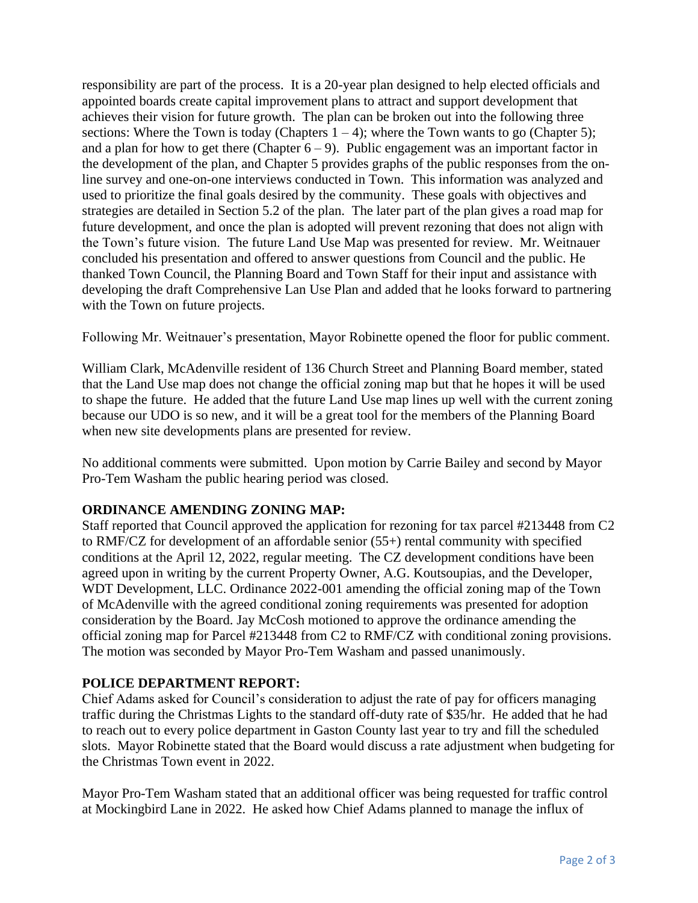responsibility are part of the process. It is a 20-year plan designed to help elected officials and appointed boards create capital improvement plans to attract and support development that achieves their vision for future growth. The plan can be broken out into the following three sections: Where the Town is today (Chapters 1 – 4); where the Town wants to go (Chapter 5); and a plan for how to get there (Chapter 6 – 9). Public engagement was an important factor in the development of the plan, and Chapter 5 provides graphs of the public responses from the on-line survey and one-on-one interviews conducted in Town. This information was analyzed and used to prioritize the final goals desired by the community. These goals with objectives and strategies are detailed in Section 5.2 of the plan. The later part of the plan gives a road map for future development, and once the plan is adopted will prevent rezoning that does not align with the Town's future vision. The future Land Use Map was presented for review. Mr. Weitnauer concluded his presentation and offered to answer questions from Council and the public. He thanked Town Council, the Planning Board and Town Staff for their input and assistance with developing the draft Comprehensive Lan Use Plan and added that he looks forward to partnering with the Town on future projects.

Following Mr. Weitnauer's presentation, Mayor Robinette opened the floor for public comment.

William Clark, McAdenville resident of 136 Church Street and Planning Board member, stated that the Land Use map does not change the official zoning map but that he hopes it will be used to shape the future. He added that the future Land Use map lines up well with the current zoning because our UDO is so new, and it will be a great tool for the members of the Planning Board when new site developments plans are presented for review.

No additional comments were submitted. Upon motion by Carrie Bailey and second by Mayor Pro-Tem Washam the public hearing period was closed.

**ORDINANCE AMENDING ZONING MAP:**
Staff reported that Council approved the application for rezoning for tax parcel #213448 from C2 to RMF/CZ for development of an affordable senior (55+) rental community with specified conditions at the April 12, 2022, regular meeting. The CZ development conditions have been agreed upon in writing by the current Property Owner, A.G. Koutsoupias, and the Developer, WDT Development, LLC. Ordinance 2022-001 amending the official zoning map of the Town of McAdenville with the agreed conditional zoning requirements was presented for adoption consideration by the Board. Jay McCosh motioned to approve the ordinance amending the official zoning map for Parcel #213448 from C2 to RMF/CZ with conditional zoning provisions. The motion was seconded by Mayor Pro-Tem Washam and passed unanimously.

**POLICE DEPARTMENT REPORT:**
Chief Adams asked for Council's consideration to adjust the rate of pay for officers managing traffic during the Christmas Lights to the standard off-duty rate of $35/hr. He added that he had to reach out to every police department in Gaston County last year to try and fill the scheduled slots. Mayor Robinette stated that the Board would discuss a rate adjustment when budgeting for the Christmas Town event in 2022.

Mayor Pro-Tem Washam stated that an additional officer was being requested for traffic control at Mockingbird Lane in 2022. He asked how Chief Adams planned to manage the influx of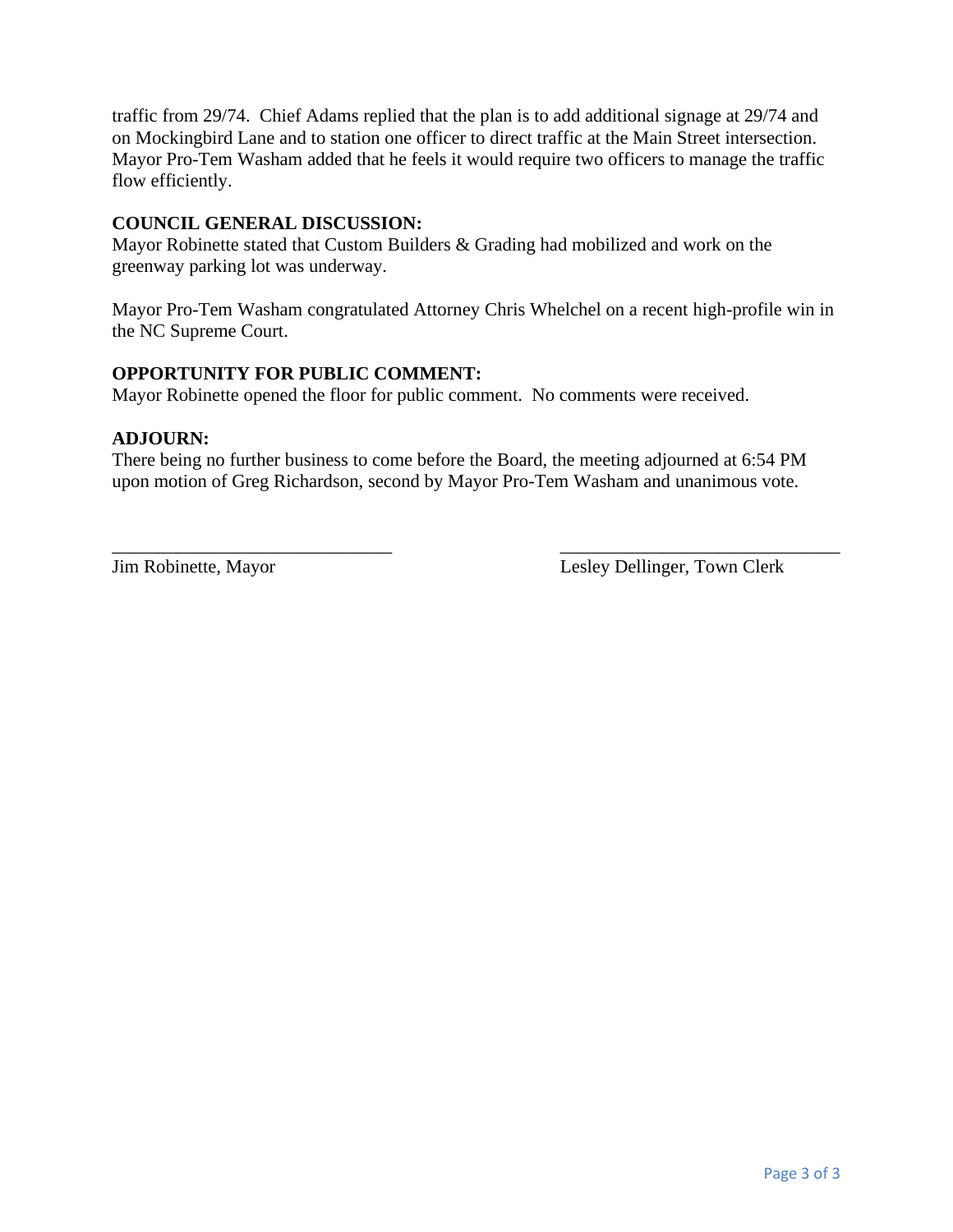traffic from 29/74. Chief Adams replied that the plan is to add additional signage at 29/74 and on Mockingbird Lane and to station one officer to direct traffic at the Main Street intersection. Mayor Pro-Tem Washam added that he feels it would require two officers to manage the traffic flow efficiently.

**COUNCIL GENERAL DISCUSSION:**
Mayor Robinette stated that Custom Builders & Grading had mobilized and work on the greenway parking lot was underway.

Mayor Pro-Tem Washam congratulated Attorney Chris Whelchel on a recent high-profile win in the NC Supreme Court.

**OPPORTUNITY FOR PUBLIC COMMENT:**
Mayor Robinette opened the floor for public comment. No comments were received.

**ADJOURN:**
There being no further business to come before the Board, the meeting adjourned at 6:54 PM upon motion of Greg Richardson, second by Mayor Pro-Tem Washam and unanimous vote.

______________________________ ______________________________
Jim Robinette, Mayor Lesley Dellinger, Town Clerk